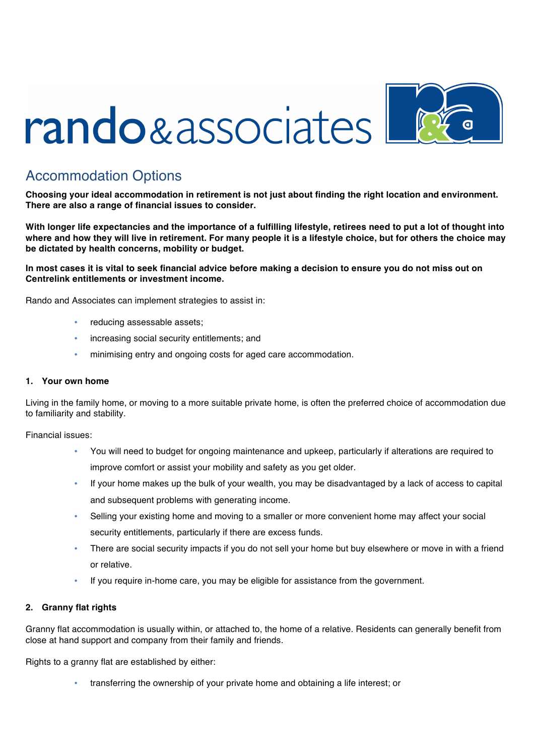# rando & associates

## Accommodation Options

**Choosing your ideal accommodation in retirement is not just about finding the right location and environment. There are also a range of financial issues to consider.**

**With longer life expectancies and the importance of a fulfilling lifestyle, retirees need to put a lot of thought into where and how they will live in retirement. For many people it is a lifestyle choice, but for others the choice may be dictated by health concerns, mobility or budget.**

**In most cases it is vital to seek financial advice before making a decision to ensure you do not miss out on Centrelink entitlements or investment income.**

Rando and Associates can implement strategies to assist in:

- reducing assessable assets;
- increasing social security entitlements; and
- minimising entry and ongoing costs for aged care accommodation.

**1. Your own home**

Living in the family home, or moving to a more suitable private home, is often the preferred choice of accommodation due to familiarity and stability.

Financial issues:

- You will need to budget for ongoing maintenance and upkeep, particularly if alterations are required to improve comfort or assist your mobility and safety as you get older.
- If your home makes up the bulk of your wealth, you may be disadvantaged by a lack of access to capital and subsequent problems with generating income.
- Selling your existing home and moving to a smaller or more convenient home may affect your social security entitlements, particularly if there are excess funds.
- There are social security impacts if you do not sell your home but buy elsewhere or move in with a friend or relative.
- If you require in-home care, you may be eligible for assistance from the government.

**2. Granny flat rights**

Granny flat accommodation is usually within, or attached to, the home of a relative. Residents can generally benefit from close at hand support and company from their family and friends.

Rights to a granny flat are established by either:

- transferring the ownership of your private home and obtaining a life interest; or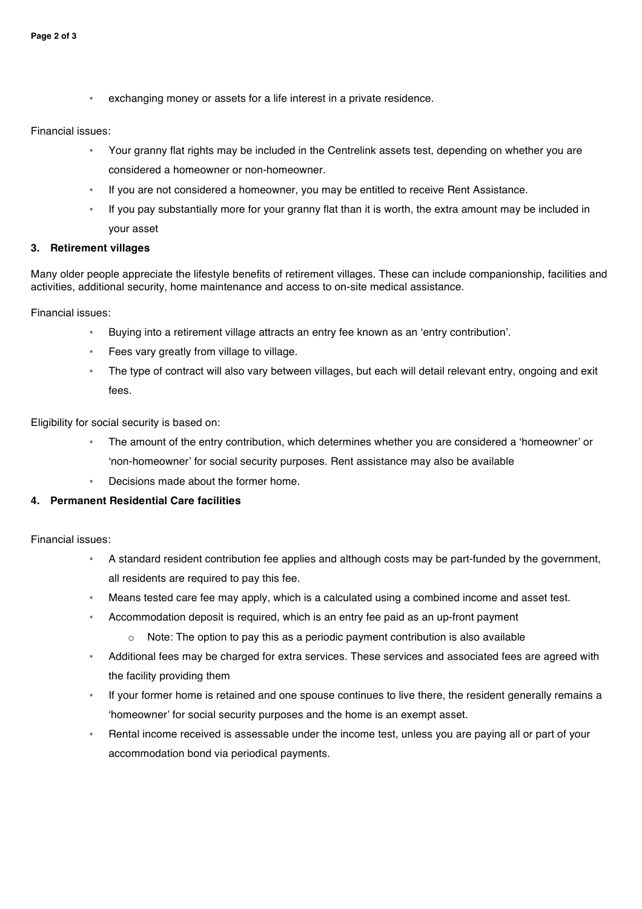- exchanging money or assets for a life interest in a private residence.

Financial issues:

- Your granny flat rights may be included in the Centrelink assets test, depending on whether you are considered a homeowner or non-homeowner.
- If you are not considered a homeowner, you may be entitled to receive Rent Assistance.
- If you pay substantially more for your granny flat than it is worth, the extra amount may be included in your asset

### 3. Retirement villages

Many older people appreciate the lifestyle benefits of retirement villages. These can include companionship, facilities and activities, additional security, home maintenance and access to on-site medical assistance.

Financial issues:

- Buying into a retirement village attracts an entry fee known as an 'entry contribution'.
- Fees vary greatly from village to village.
- The type of contract will also vary between villages, but each will detail relevant entry, ongoing and exit fees.

Eligibility for social security is based on:

- The amount of the entry contribution, which determines whether you are considered a 'homeowner' or 'non-homeowner' for social security purposes. Rent assistance may also be available
- Decisions made about the former home.

### 4. Permanent Residential Care facilities

Financial issues:

- A standard resident contribution fee applies and although costs may be part-funded by the government, all residents are required to pay this fee.
- Means tested care fee may apply, which is a calculated using a combined income and asset test.
- Accommodation deposit is required, which is an entry fee paid as an up-front payment
  - Note: The option to pay this as a periodic payment contribution is also available
- Additional fees may be charged for extra services. These services and associated fees are agreed with the facility providing them
- If your former home is retained and one spouse continues to live there, the resident generally remains a 'homeowner' for social security purposes and the home is an exempt asset.
- Rental income received is assessable under the income test, unless you are paying all or part of your accommodation bond via periodical payments.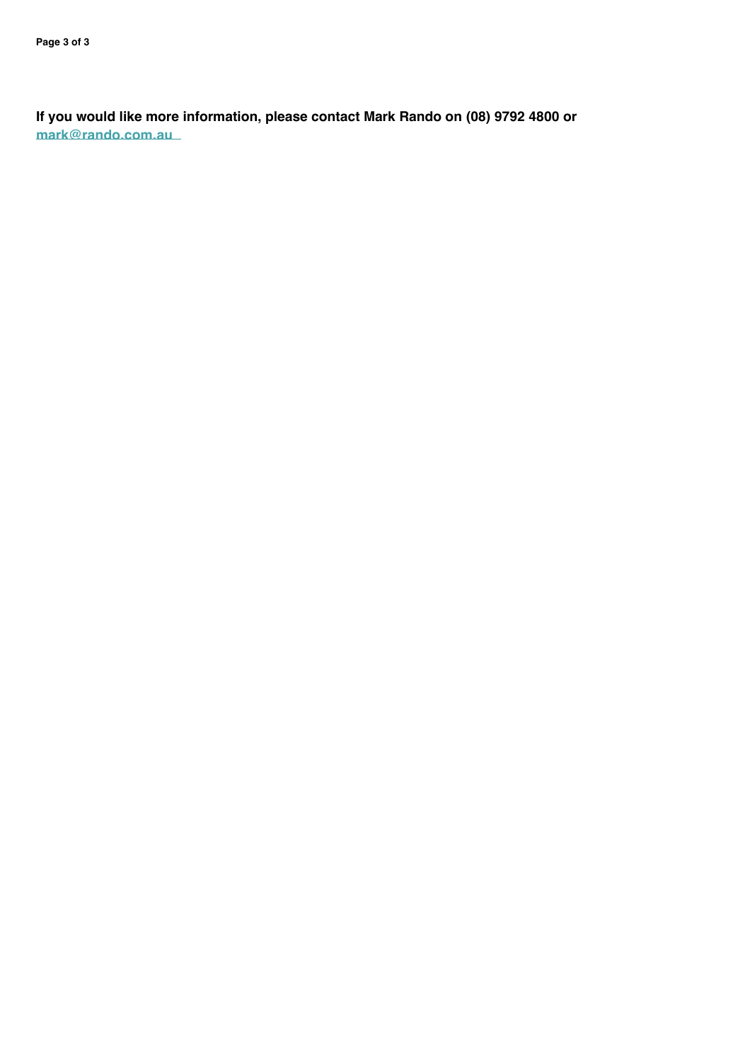**If you would like more information, please contact Mark Rando on (08) 9792 4800 or [mark@rando.com.au](mailto:mark@rando.com.au)**